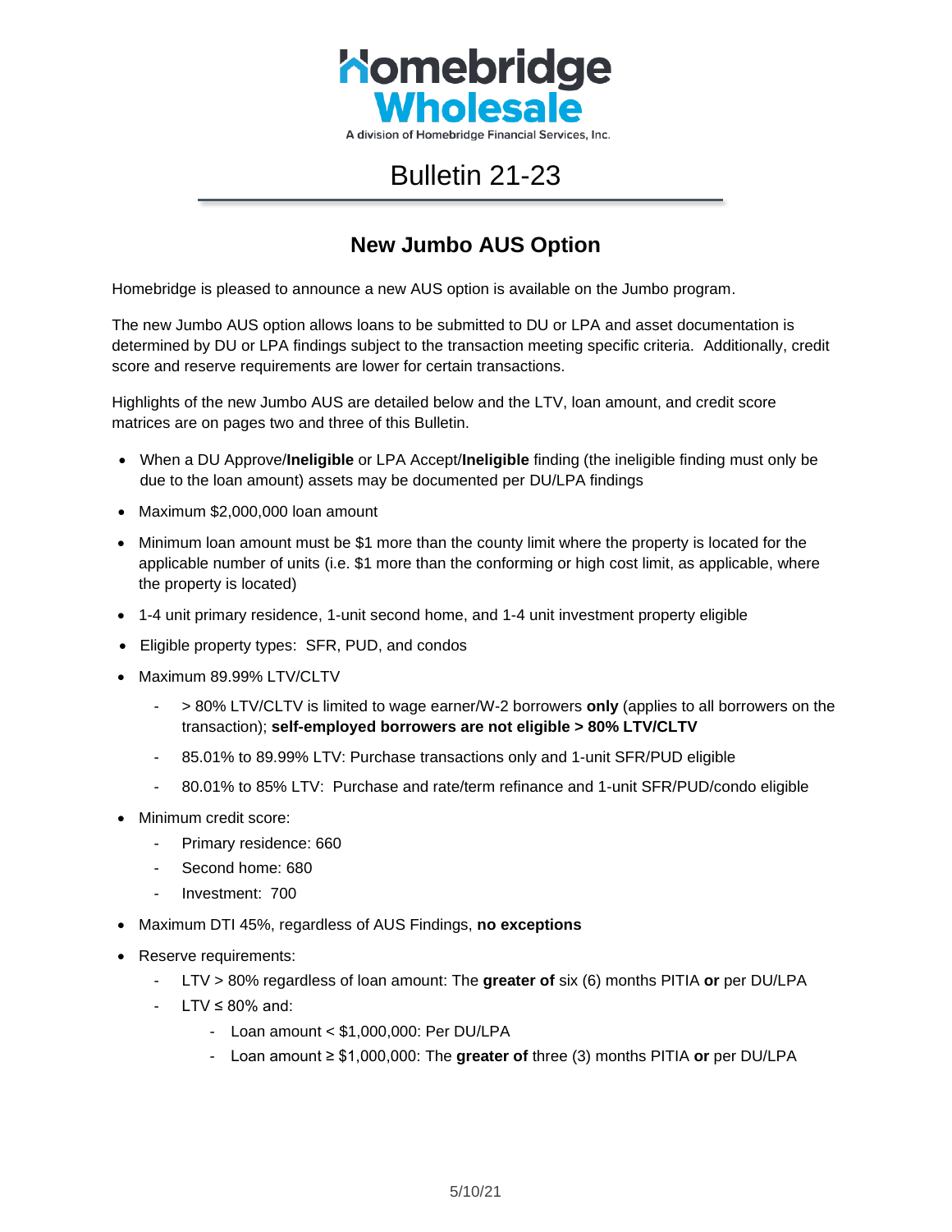Homebridge Wholesale

A division of Homebridge Financial Services, Inc.

# Bulletin 21-23

## New Jumbo AUS Option

Homebridge is pleased to announce a new AUS option is available on the Jumbo program.

The new Jumbo AUS option allows loans to be submitted to DU or LPA and asset documentation is determined by DU or LPA findings subject to the transaction meeting specific criteria. Additionally, credit score and reserve requirements are lower for certain transactions.

Highlights of the new Jumbo AUS are detailed below and the LTV, loan amount, and credit score matrices are on pages two and three of this Bulletin.

- When a DU Approve/**Ineligible** or LPA Accept/**Ineligible** finding (the ineligible finding must only be due to the loan amount) assets may be documented per DU/LPA findings
- Maximum $2,000,000 loan amount
- Minimum loan amount must be $1 more than the county limit where the property is located for the applicable number of units (i.e. $1 more than the conforming or high cost limit, as applicable, where the property is located)
- 1-4 unit primary residence, 1-unit second home, and 1-4 unit investment property eligible
- Eligible property types: SFR, PUD, and condos
- Maximum 89.99% LTV/CLTV
  - > 80% LTV/CLTV is limited to wage earner/W-2 borrowers **only** (applies to all borrowers on the transaction); **self-employed borrowers are not eligible > 80% LTV/CLTV**
  - 85.01% to 89.99% LTV: Purchase transactions only and 1-unit SFR/PUD eligible
  - 80.01% to 85% LTV: Purchase and rate/term refinance and 1-unit SFR/PUD/condo eligible
- Minimum credit score:
  - Primary residence: 660
  - Second home: 680
  - Investment: 700
- Maximum DTI 45%, regardless of AUS Findings, **no exceptions**
- Reserve requirements:
  - LTV > 80% regardless of loan amount: The **greater of** six (6) months PITIA **or** per DU/LPA
  - LTV ≤ 80% and:
    - Loan amount < $1,000,000: Per DU/LPA
    - Loan amount ≥ $1,000,000: The **greater of** three (3) months PITIA **or** per DU/LPA

5/10/21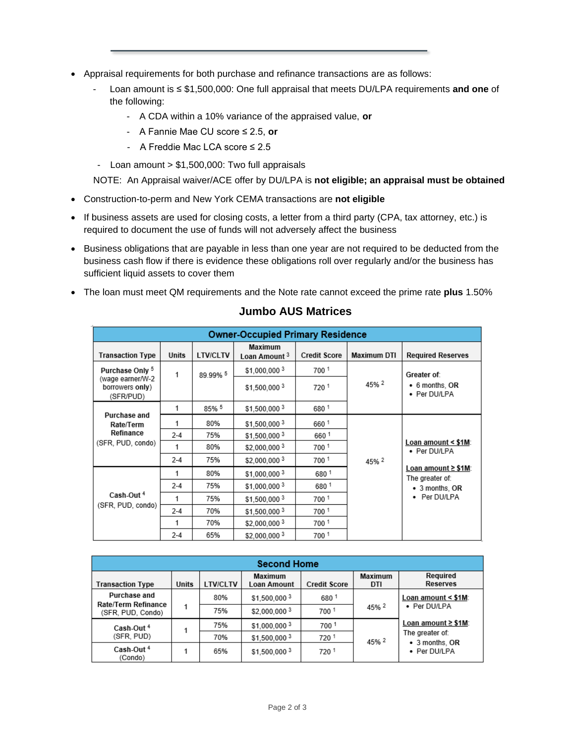- Appraisal requirements for both purchase and refinance transactions are as follows:
  - Loan amount is ≤ $1,500,000: One full appraisal that meets DU/LPA requirements **and one** of the following:
    - A CDA within a 10% variance of the appraised value, **or**
    - A Fannie Mae CU score ≤ 2.5, **or**
    - A Freddie Mac LCA score ≤ 2.5
  - Loan amount > $1,500,000: Two full appraisals

  NOTE: An Appraisal waiver/ACE offer by DU/LPA is **not eligible; an appraisal must be obtained**

- Construction-to-perm and New York CEMA transactions are **not eligible**
- If business assets are used for closing costs, a letter from a third party (CPA, tax attorney, etc.) is required to document the use of funds will not adversely affect the business
- Business obligations that are payable in less than one year are not required to be deducted from the business cash flow if there is evidence these obligations roll over regularly and/or the business has sufficient liquid assets to cover them
- The loan must meet QM requirements and the Note rate cannot exceed the prime rate **plus** 1.50%

## Jumbo AUS Matrices

| Owner-Occupied Primary Residence | | | | | | |
|---|---|---|---|---|---|---|
| **Transaction Type** | **Units** | **LTV/CLTV** | **Maximum Loan Amount** [3] | **Credit Score** | **Maximum DTI** | **Required Reserves** |
| **Purchase Only** [5] (wage earner/W-2 borrowers **only**) (SFR/PUD) | 1 | 89.99% [5] | $1,000,000 [3] | 700 [1] | 45% [2] | Greater of: • 6 months, **OR** • Per DU/LPA |
| | | | $1,500,000 [3] | 720 [1] | | |
| **Purchase and Rate/Term Refinance** (SFR, PUD, condo) | 1 | 85% [5] | $1,500,000 [3] | 680 [1] | | |
| | 1 | 80% | $1,500,000 [3] | 660 [1] | 45% [2] | **Loan amount < $1M**: • Per DU/LPA<br>**Loan amount ≥ $1M**: The greater of: • 3 months, **OR** • Per DU/LPA |
| | 2-4 | 75% | $1,500,000 [3] | 660 [1] | | |
| | 1 | 80% | $2,000,000 [3] | 700 [1] | | |
| | 2-4 | 75% | $2,000,000 [3] | 700 [1] | | |
| **Cash-Out** [4] (SFR, PUD, condo) | 1 | 80% | $1,000,000 [3] | 680 [1] | | |
| | 2-4 | 75% | $1,000,000 [3] | 680 [1] | | |
| | 1 | 75% | $1,500,000 [3] | 700 [1] | | |
| | 2-4 | 70% | $1,500,000 [3] | 700 [1] | | |
| | 1 | 70% | $2,000,000 [3] | 700 [1] | | |
| | 2-4 | 65% | $2,000,000 [3] | 700 [1] | | |

| Second Home | | | | | | |
|---|---|---|---|---|---|---|
| **Transaction Type** | **Units** | **LTV/CLTV** | **Maximum Loan Amount** | **Credit Score** | **Maximum DTI** | **Required Reserves** |
| **Purchase and Rate/Term Refinance** (SFR, PUD, Condo) | 1 | 80% | $1,500,000 [3] | 680 [1] | 45% [2] | **Loan amount < $1M**: • Per DU/LPA |
| | | 75% | $2,000,000 [3] | 700 [1] | | |
| **Cash-Out** [4] (SFR, PUD) | 1 | 75% | $1,000,000 [3] | 700 [1] | 45% [2] | **Loan amount ≥ $1M**: The greater of: • 3 months, **OR** • Per DU/LPA |
| | | 70% | $1,500,000 [3] | 720 [1] | | |
| **Cash-Out** [4] (Condo) | 1 | 65% | $1,500,000 [3] | 720 [1] | | |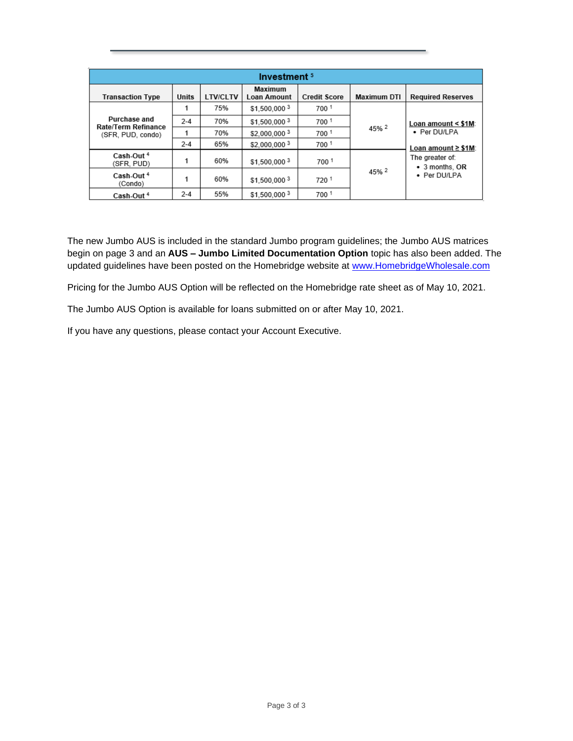| Investment [5] | | | | | | |
|---|---|---|---|---|---|---|
| Transaction Type | Units | LTV/CLTV | Maximum Loan Amount | Credit Score | Maximum DTI | Required Reserves |
| Purchase and Rate/Term Refinance (SFR, PUD, condo) | 1 | 75% | $1,500,000 [3] | 700 [1] | 45% [2] | Loan amount < $1M: • Per DU/LPA; Loan amount ≥ $1M: The greater of: • 3 months, OR • Per DU/LPA |
| | 2-4 | 70% | $1,500,000 [3] | 700 [1] | | |
| | 1 | 70% | $2,000,000 [3] | 700 [1] | | |
| | 2-4 | 65% | $2,000,000 [3] | 700 [1] | | |
| Cash-Out [4] (SFR, PUD) | 1 | 60% | $1,500,000 [3] | 700 [1] | 45% [2] | |
| Cash-Out [4] (Condo) | 1 | 60% | $1,500,000 [3] | 720 [1] | | |
| Cash-Out [4] | 2-4 | 55% | $1,500,000 [3] | 700 [1] | | |

The new Jumbo AUS is included in the standard Jumbo program guidelines; the Jumbo AUS matrices begin on page 3 and an **AUS – Jumbo Limited Documentation Option** topic has also been added. The updated guidelines have been posted on the Homebridge website at [www.HomebridgeWholesale.com](http://www.HomebridgeWholesale.com)

Pricing for the Jumbo AUS Option will be reflected on the Homebridge rate sheet as of May 10, 2021.

The Jumbo AUS Option is available for loans submitted on or after May 10, 2021.

If you have any questions, please contact your Account Executive.